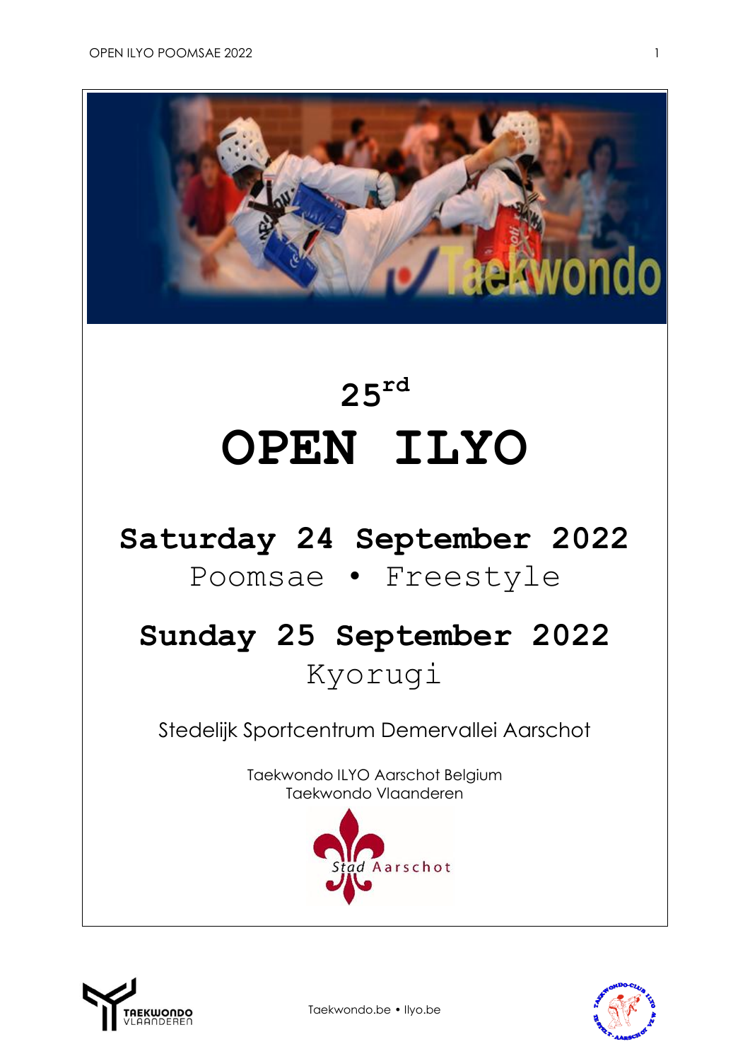# 25rd

# OPEN ILYO

## Saturday 24 September 2022

Poomsae • Freestyle

## Sunday 25 September 2022

Kyorugi

Stedelijk Sportcentrum Demervallei Aarschot

Taekwondo ILYO Aarschot Belgium
Taekwondo Vlaanderen

Taekwondo.be • Ilyo.be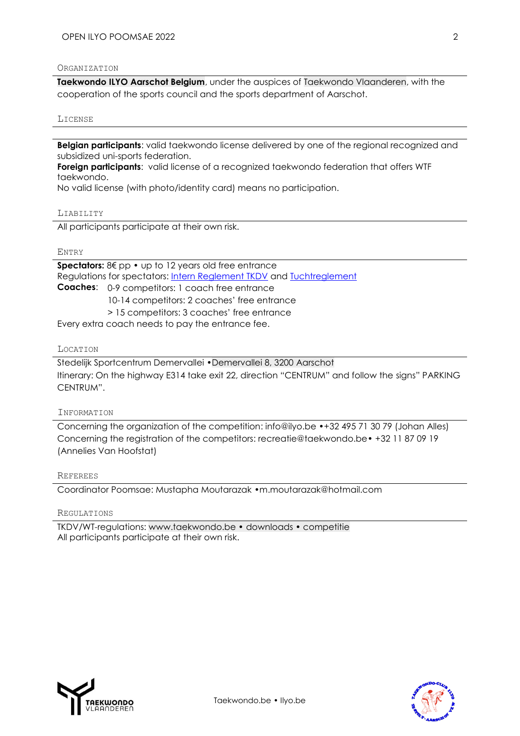## Organization

**Taekwondo ILYO Aarschot Belgium**, under the auspices of Taekwondo Vlaanderen, with the cooperation of the sports council and the sports department of Aarschot.

## License

**Belgian participants**: valid taekwondo license delivered by one of the regional recognized and subsidized uni-sports federation.
**Foreign participants**: valid license of a recognized taekwondo federation that offers WTF taekwondo.
No valid license (with photo/identity card) means no participation.

## Liability

All participants participate at their own risk.

## Entry

**Spectators:** 8€ pp • up to 12 years old free entrance
Regulations for spectators: Intern Reglement TKDV and Tuchtreglement
**Coaches**: 0-9 competitors: 1 coach free entrance
10-14 competitors: 2 coaches' free entrance
> 15 competitors: 3 coaches' free entrance
Every extra coach needs to pay the entrance fee.

## Location

Stedelijk Sportcentrum Demervallei •Demervallei 8, 3200 Aarschot
Itinerary: On the highway E314 take exit 22, direction "CENTRUM" and follow the signs" PARKING CENTRUM".

## Information

Concerning the organization of the competition: info@ilyo.be •+32 495 71 30 79 (Johan Alles)
Concerning the registration of the competitors: recreatie@taekwondo.be• +32 11 87 09 19 (Annelies Van Hoofstat)

## Referees

Coordinator Poomsae: Mustapha Moutarazak •m.moutarazak@hotmail.com

## Regulations

TKDV/WT-regulations: www.taekwondo.be • downloads • competitie
All participants participate at their own risk.

Taekwondo.be • Ilyo.be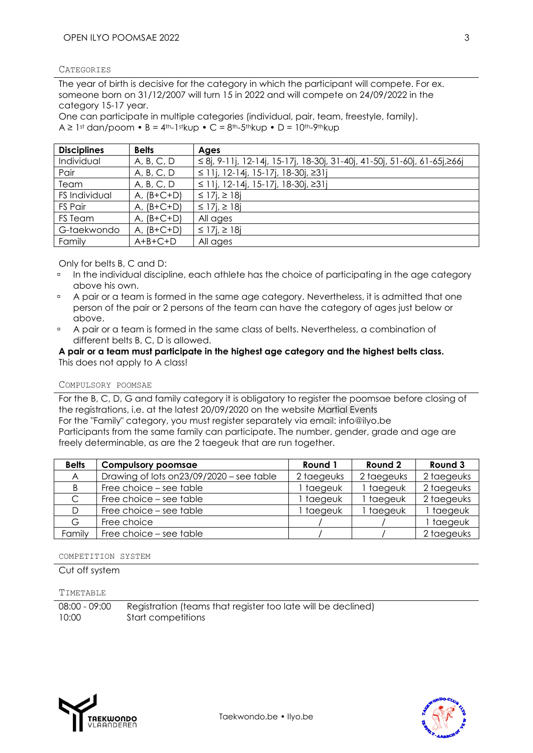## CATEGORIES

The year of birth is decisive for the category in which the participant will compete. For ex. someone born on 31/12/2007 will turn 15 in 2022 and will compete on 24/09/2022 in the category 15-17 year.
One can participate in multiple categories (individual, pair, team, freestyle, family).
A ≥ 1st dan/poom • B = 4th-1stkup • C = 8th-5thkup • D = 10th-9thkup

| Disciplines | Belts | Ages |
|---|---|---|
| Individual | A, B, C, D | ≤ 8j, 9-11j, 12-14j, 15-17j, 18-30j, 31-40j, 41-50j, 51-60j, 61-65j,≥66j |
| Pair | A, B, C, D | ≤ 11j, 12-14j, 15-17j, 18-30j, ≥31j |
| Team | A, B, C, D | ≤ 11j, 12-14j, 15-17j, 18-30j, ≥31j |
| FS Individual | A, (B+C+D) | ≤ 17j, ≥ 18j |
| FS Pair | A, (B+C+D) | ≤ 17j, ≥ 18j |
| FS Team | A, (B+C+D) | All ages |
| G-taekwondo | A, (B+C+D) | ≤ 17j, ≥ 18j |
| Family | A+B+C+D | All ages |

Only for belts B, C and D:

- In the individual discipline, each athlete has the choice of participating in the age category above his own.
- A pair or a team is formed in the same age category. Nevertheless, it is admitted that one person of the pair or 2 persons of the team can have the category of ages just below or above.
- A pair or a team is formed in the same class of belts. Nevertheless, a combination of different belts B, C, D is allowed.

**A pair or a team must participate in the highest age category and the highest belts class.**
This does not apply to A class!

## COMPULSORY POOMSAE

For the B, C, D, G and family category it is obligatory to register the poomsae before closing of the registrations, i.e. at the latest 20/09/2020 on the website Martial Events
For the "Family" category, you must register separately via email: info@ilyo.be
Participants from the same family can participate. The number, gender, grade and age are freely determinable, as are the 2 taegeuk that are run together.

| Belts | Compulsory poomsae | Round 1 | Round 2 | Round 3 |
|---|---|---|---|---|
| A | Drawing of lots on23/09/2020 – see table | 2 taegeuks | 2 taegeuks | 2 taegeuks |
| B | Free choice – see table | 1 taegeuk | 1 taegeuk | 2 taegeuks |
| C | Free choice – see table | 1 taegeuk | 1 taegeuk | 2 taegeuks |
| D | Free choice – see table | 1 taegeuk | 1 taegeuk | 1 taegeuk |
| G | Free choice | / | / | 1 taegeuk |
| Family | Free choice – see table | / | / | 2 taegeuks |

## COMPETITION SYSTEM

Cut off system

## TIMETABLE

| | |
|---|---|
| 08:00 - 09:00 | Registration (teams that register too late will be declined) |
| 10:00 | Start competitions |

Taekwondo.be • Ilyo.be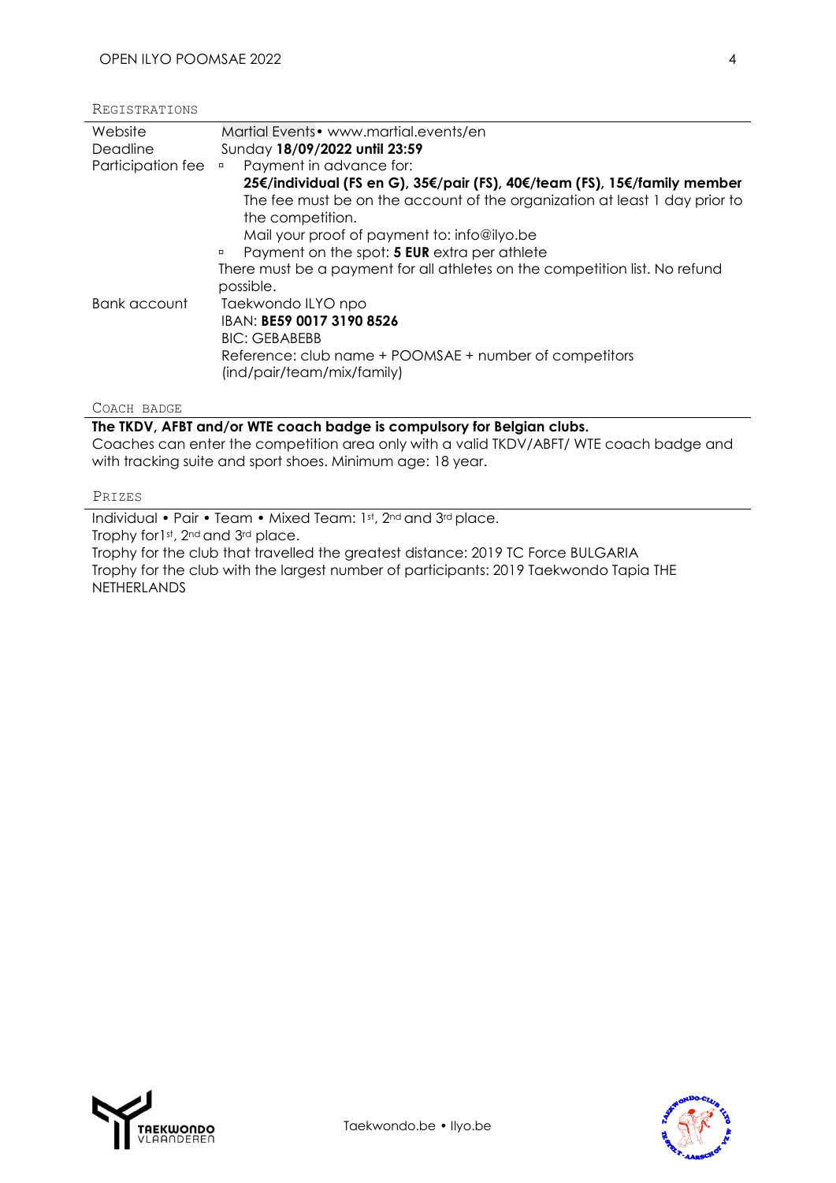## Registrations

| | |
|---|---|
| Website | Martial Events • www.martial.events/en |
| Deadline | Sunday **18/09/2022 until 23:59** |
| Participation fee | ▫ Payment in advance for: **25€/individual (FS en G), 35€/pair (FS), 40€/team (FS), 15€/family member** The fee must be on the account of the organization at least 1 day prior to the competition. Mail your proof of payment to: info@ilyo.be ▫ Payment on the spot: **5 EUR** extra per athlete There must be a payment for all athletes on the competition list. No refund possible. |
| Bank account | Taekwondo ILYO npo IBAN: **BE59 0017 3190 8526** BIC: GEBABEBB Reference: club name + POOMSAE + number of competitors (ind/pair/team/mix/family) |

## Coach badge

**The TKDV, AFBT and/or WTE coach badge is compulsory for Belgian clubs.**
Coaches can enter the competition area only with a valid TKDV/ABFT/ WTE coach badge and with tracking suite and sport shoes. Minimum age: 18 year.

## Prizes

Individual • Pair • Team • Mixed Team: 1st, 2nd and 3rd place.
Trophy for1st, 2nd and 3rd place.
Trophy for the club that travelled the greatest distance: 2019 TC Force BULGARIA
Trophy for the club with the largest number of participants: 2019 Taekwondo Tapia THE NETHERLANDS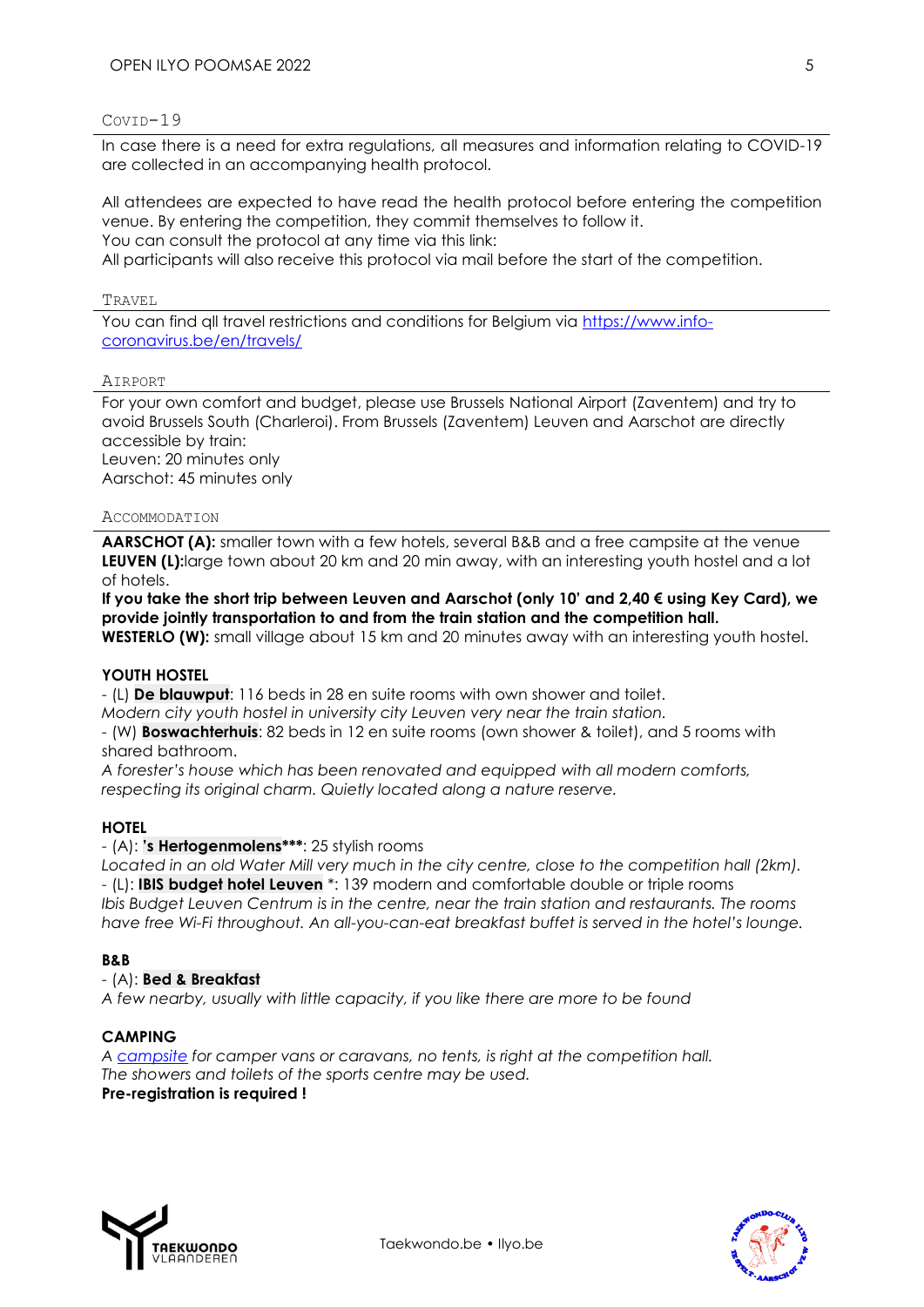## Covid-19

In case there is a need for extra regulations, all measures and information relating to COVID-19 are collected in an accompanying health protocol.

All attendees are expected to have read the health protocol before entering the competition venue. By entering the competition, they commit themselves to follow it.
You can consult the protocol at any time via this link:
All participants will also receive this protocol via mail before the start of the competition.

## Travel

You can find qll travel restrictions and conditions for Belgium via [https://www.info-coronavirus.be/en/travels/](https://www.info-coronavirus.be/en/travels/)

## Airport

For your own comfort and budget, please use Brussels National Airport (Zaventem) and try to avoid Brussels South (Charleroi). From Brussels (Zaventem) Leuven and Aarschot are directly accessible by train:
Leuven: 20 minutes only
Aarschot: 45 minutes only

## Accommodation

**AARSCHOT (A):** smaller town with a few hotels, several B&B and a free campsite at the venue
**LEUVEN (L):**large town about 20 km and 20 min away, with an interesting youth hostel and a lot of hotels.
**If you take the short trip between Leuven and Aarschot (only 10' and 2,40 € using Key Card), we provide jointly transportation to and from the train station and the competition hall.**
**WESTERLO (W):** small village about 15 km and 20 minutes away with an interesting youth hostel.

### YOUTH HOSTEL

- (L) **De blauwput**: 116 beds in 28 en suite rooms with own shower and toilet.
*Modern city youth hostel in university city Leuven very near the train station.*
- (W) **Boswachterhuis**: 82 beds in 12 en suite rooms (own shower & toilet), and 5 rooms with shared bathroom.
*A forester's house which has been renovated and equipped with all modern comforts, respecting its original charm. Quietly located along a nature reserve.*

### HOTEL

- (A): **'s Hertogenmolens*****: 25 stylish rooms
*Located in an old Water Mill very much in the city centre, close to the competition hall (2km).*
- (L): **IBIS budget hotel Leuven** *: 139 modern and comfortable double or triple rooms
*Ibis Budget Leuven Centrum is in the centre, near the train station and restaurants. The rooms have free Wi-Fi throughout. An all-you-can-eat breakfast buffet is served in the hotel's lounge.*

### B&B

- (A): **Bed & Breakfast**
*A few nearby, usually with little capacity, if you like there are more to be found*

### CAMPING

*A campsite for camper vans or caravans, no tents, is right at the competition hall.*
*The showers and toilets of the sports centre may be used.*
**Pre-registration is required !**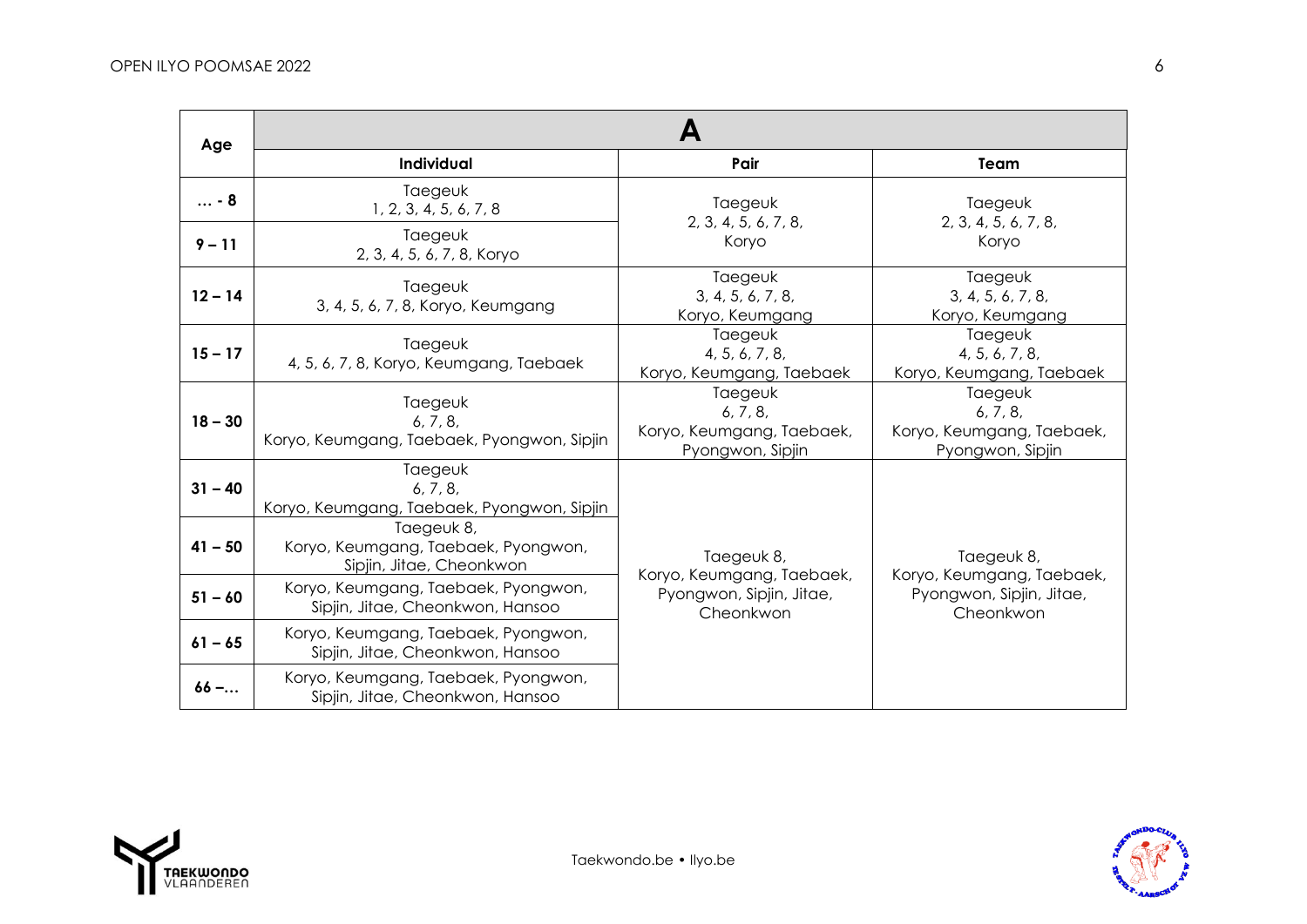| Age | A | | |
|---|---|---|---|
| | **Individual** | **Pair** | **Team** |
| **… - 8** | Taegeuk 1, 2, 3, 4, 5, 6, 7, 8 | Taegeuk 2, 3, 4, 5, 6, 7, 8, Koryo | Taegeuk 2, 3, 4, 5, 6, 7, 8, Koryo |
| **9 – 11** | Taegeuk 2, 3, 4, 5, 6, 7, 8, Koryo | | |
| **12 – 14** | Taegeuk 3, 4, 5, 6, 7, 8, Koryo, Keumgang | Taegeuk 3, 4, 5, 6, 7, 8, Koryo, Keumgang | Taegeuk 3, 4, 5, 6, 7, 8, Koryo, Keumgang |
| **15 – 17** | Taegeuk 4, 5, 6, 7, 8, Koryo, Keumgang, Taebaek | Taegeuk 4, 5, 6, 7, 8, Koryo, Keumgang, Taebaek | Taegeuk 4, 5, 6, 7, 8, Koryo, Keumgang, Taebaek |
| **18 – 30** | Taegeuk 6, 7, 8, Koryo, Keumgang, Taebaek, Pyongwon, Sipjin | Taegeuk 6, 7, 8, Koryo, Keumgang, Taebaek, Pyongwon, Sipjin | Taegeuk 6, 7, 8, Koryo, Keumgang, Taebaek, Pyongwon, Sipjin |
| **31 – 40** | Taegeuk 6, 7, 8, Koryo, Keumgang, Taebaek, Pyongwon, Sipjin | Taegeuk 8, Koryo, Keumgang, Taebaek, Pyongwon, Sipjin, Jitae, Cheonkwon | Taegeuk 8, Koryo, Keumgang, Taebaek, Pyongwon, Sipjin, Jitae, Cheonkwon |
| **41 – 50** | Taegeuk 8, Koryo, Keumgang, Taebaek, Pyongwon, Sipjin, Jitae, Cheonkwon | | |
| **51 – 60** | Koryo, Keumgang, Taebaek, Pyongwon, Sipjin, Jitae, Cheonkwon, Hansoo | | |
| **61 – 65** | Koryo, Keumgang, Taebaek, Pyongwon, Sipjin, Jitae, Cheonkwon, Hansoo | | |
| **66 –…** | Koryo, Keumgang, Taebaek, Pyongwon, Sipjin, Jitae, Cheonkwon, Hansoo | | |

Taekwondo.be • Ilyo.be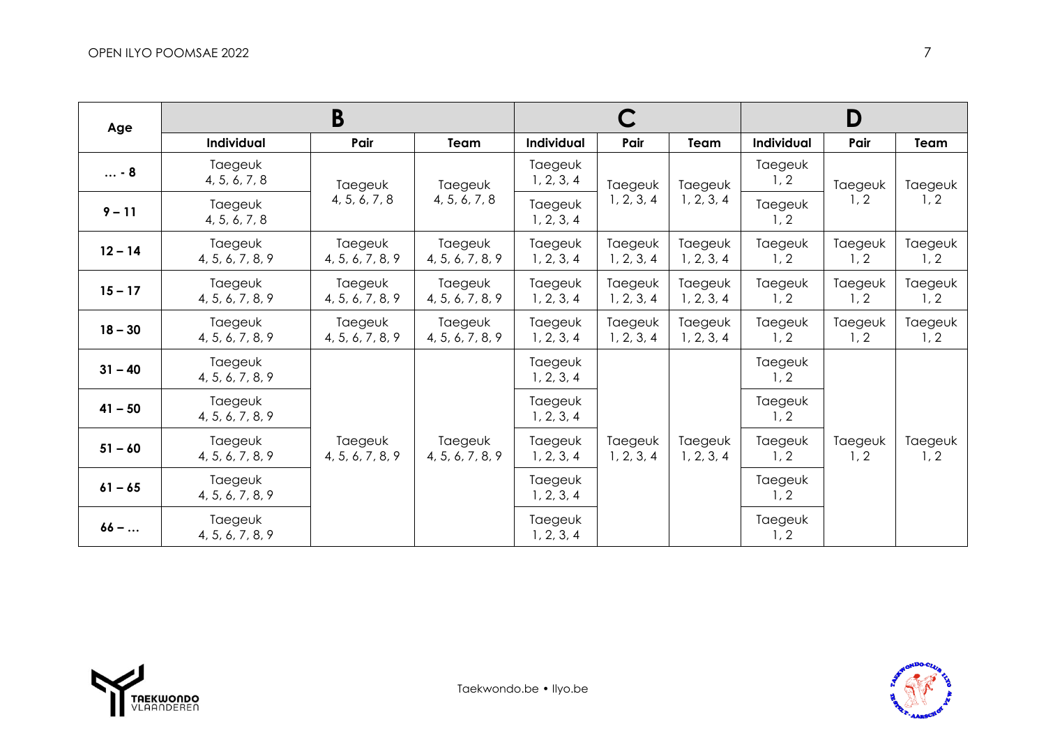| Age | B | | | C | | | D | | |
|---|---|---|---|---|---|---|---|---|---|
| | Individual | Pair | Team | Individual | Pair | Team | Individual | Pair | Team |
| … - 8 | Taegeuk 4, 5, 6, 7, 8 | Taegeuk 4, 5, 6, 7, 8 | Taegeuk 4, 5, 6, 7, 8 | Taegeuk 1, 2, 3, 4 | Taegeuk 1, 2, 3, 4 | Taegeuk 1, 2, 3, 4 | Taegeuk 1, 2 | Taegeuk 1, 2 | Taegeuk 1, 2 |
| 9 – 11 | Taegeuk 4, 5, 6, 7, 8 | | | Taegeuk 1, 2, 3, 4 | | | Taegeuk 1, 2 | | |
| 12 – 14 | Taegeuk 4, 5, 6, 7, 8, 9 | Taegeuk 4, 5, 6, 7, 8, 9 | Taegeuk 4, 5, 6, 7, 8, 9 | Taegeuk 1, 2, 3, 4 | Taegeuk 1, 2, 3, 4 | Taegeuk 1, 2, 3, 4 | Taegeuk 1, 2 | Taegeuk 1, 2 | Taegeuk 1, 2 |
| 15 – 17 | Taegeuk 4, 5, 6, 7, 8, 9 | Taegeuk 4, 5, 6, 7, 8, 9 | Taegeuk 4, 5, 6, 7, 8, 9 | Taegeuk 1, 2, 3, 4 | Taegeuk 1, 2, 3, 4 | Taegeuk 1, 2, 3, 4 | Taegeuk 1, 2 | Taegeuk 1, 2 | Taegeuk 1, 2 |
| 18 – 30 | Taegeuk 4, 5, 6, 7, 8, 9 | Taegeuk 4, 5, 6, 7, 8, 9 | Taegeuk 4, 5, 6, 7, 8, 9 | Taegeuk 1, 2, 3, 4 | Taegeuk 1, 2, 3, 4 | Taegeuk 1, 2, 3, 4 | Taegeuk 1, 2 | Taegeuk 1, 2 | Taegeuk 1, 2 |
| 31 – 40 | Taegeuk 4, 5, 6, 7, 8, 9 | Taegeuk 4, 5, 6, 7, 8, 9 | Taegeuk 4, 5, 6, 7, 8, 9 | Taegeuk 1, 2, 3, 4 | Taegeuk 1, 2, 3, 4 | Taegeuk 1, 2, 3, 4 | Taegeuk 1, 2 | Taegeuk 1, 2 | Taegeuk 1, 2 |
| 41 – 50 | Taegeuk 4, 5, 6, 7, 8, 9 | | | Taegeuk 1, 2, 3, 4 | | | Taegeuk 1, 2 | | |
| 51 – 60 | Taegeuk 4, 5, 6, 7, 8, 9 | | | Taegeuk 1, 2, 3, 4 | | | Taegeuk 1, 2 | | |
| 61 – 65 | Taegeuk 4, 5, 6, 7, 8, 9 | | | Taegeuk 1, 2, 3, 4 | | | Taegeuk 1, 2 | | |
| 66 – … | Taegeuk 4, 5, 6, 7, 8, 9 | | | Taegeuk 1, 2, 3, 4 | | | Taegeuk 1, 2 | | |

Taekwondo.be • Ilyo.be